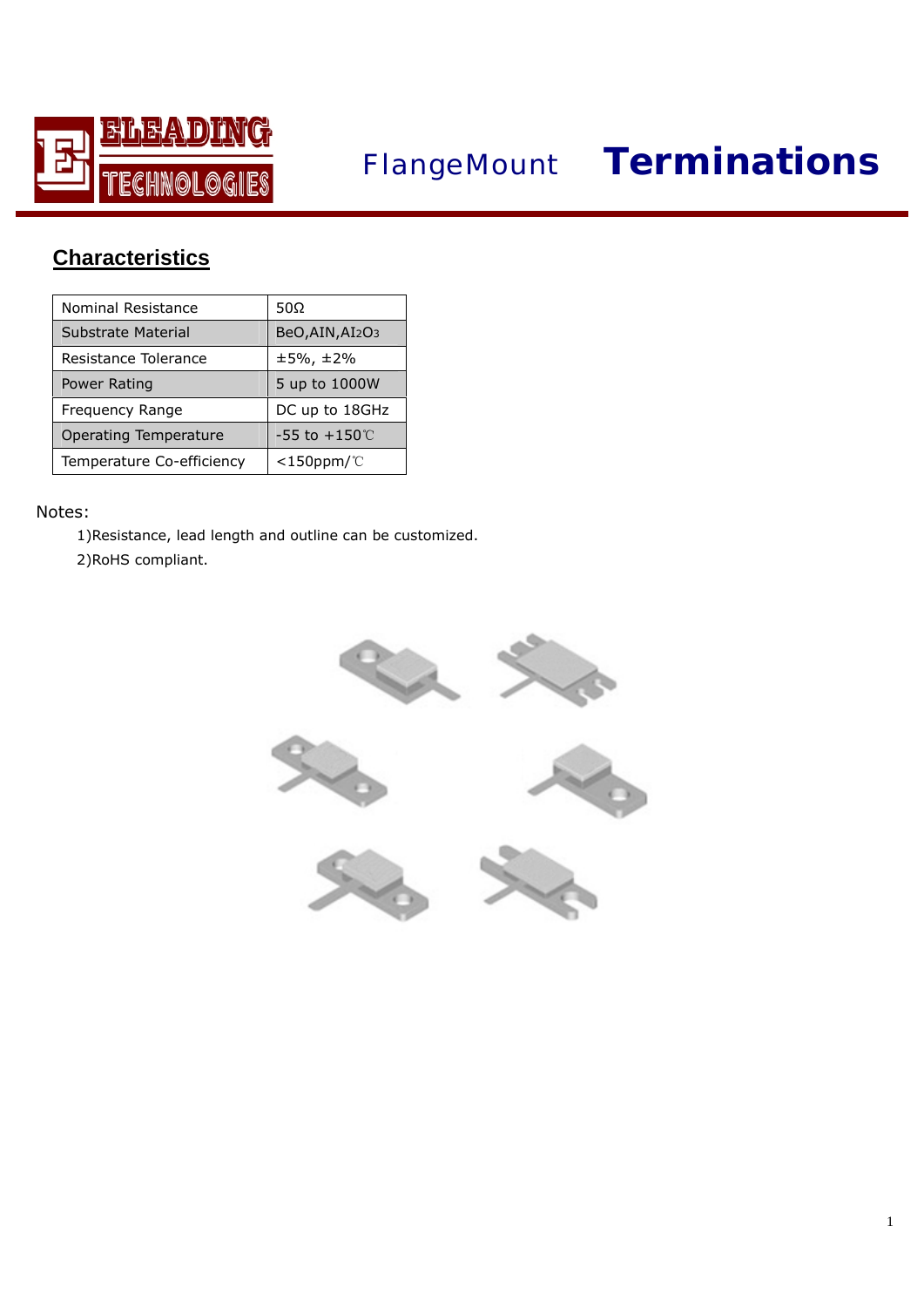ELEADING TECHNOLOGIES

# FlangeMount **Terminations**

## Characteristics

| Nominal Resistance | 50Ω |
|---|---|
| Substrate Material | BeO,AIN,$AI_2O_3$ |
| Resistance Tolerance | ±5%, ±2% |
| Power Rating | 5 up to 1000W |
| Frequency Range | DC up to 18GHz |
| Operating Temperature | -55 to +150℃ |
| Temperature Co-efficiency | <150ppm/℃ |

Notes:

1)Resistance, lead length and outline can be customized.

2)RoHS compliant.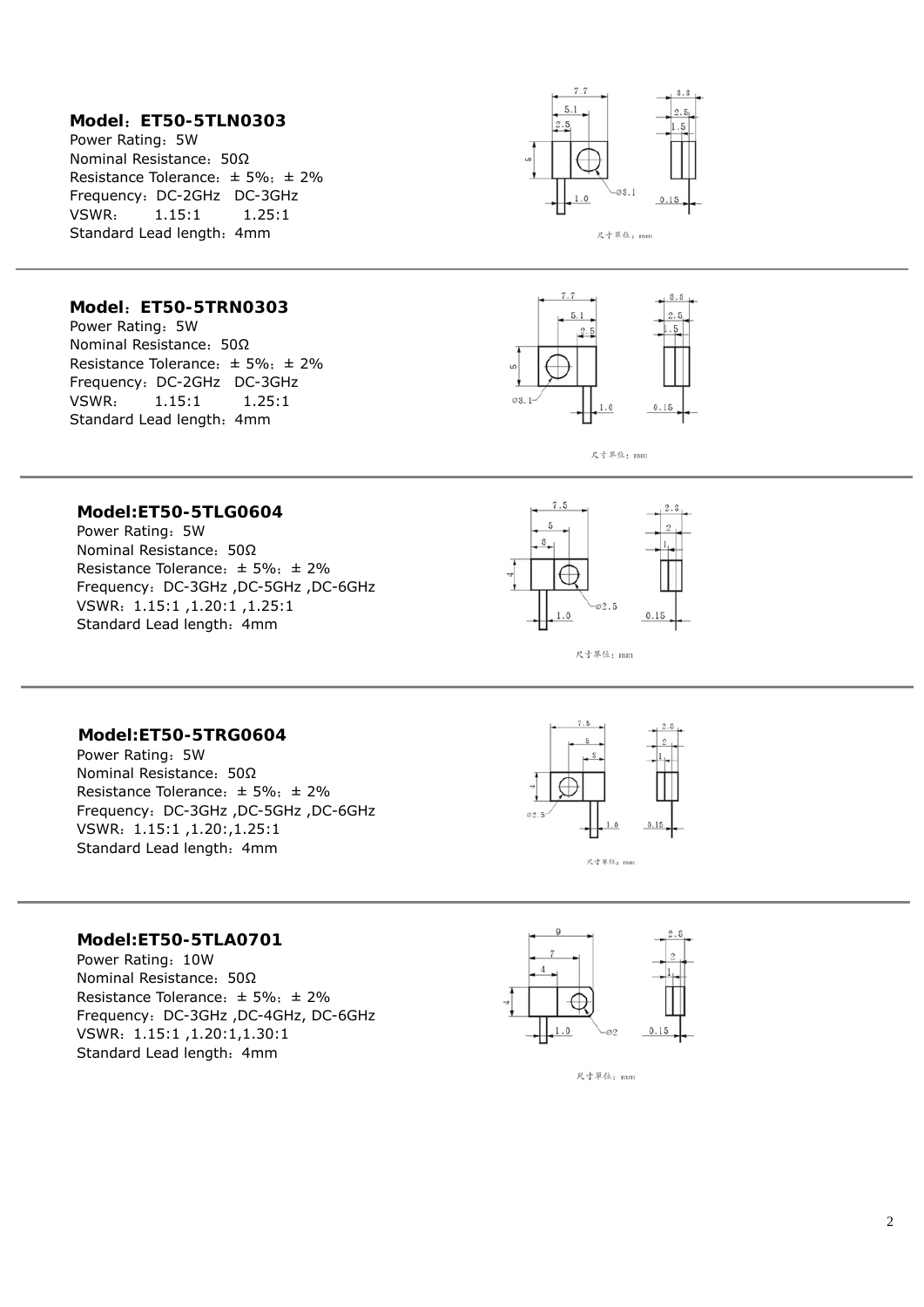**Model：ET50-5TLN0303**

Power Rating：5W
Nominal Resistance：50Ω
Resistance Tolerance：± 5%；± 2%
Frequency：DC-2GHz DC-3GHz
VSWR： 1.15:1 1.25:1
Standard Lead length：4mm

尺寸单位：mm

---

**Model：ET50-5TRN0303**

Power Rating：5W
Nominal Resistance：50Ω
Resistance Tolerance：± 5%；± 2%
Frequency：DC-2GHz DC-3GHz
VSWR： 1.15:1 1.25:1
Standard Lead length：4mm

尺寸单位：mm

---

**Model:ET50-5TLG0604**

Power Rating：5W
Nominal Resistance：50Ω
Resistance Tolerance：± 5%；± 2%
Frequency：DC-3GHz ,DC-5GHz ,DC-6GHz
VSWR：1.15:1 ,1.20:1 ,1.25:1
Standard Lead length：4mm

尺寸单位：mm

---

**Model:ET50-5TRG0604**

Power Rating：5W
Nominal Resistance：50Ω
Resistance Tolerance：± 5%；± 2%
Frequency：DC-3GHz ,DC-5GHz ,DC-6GHz
VSWR：1.15:1 ,1.20:,1.25:1
Standard Lead length：4mm

尺寸单位：mm

---

**Model:ET50-5TLA0701**

Power Rating：10W
Nominal Resistance：50Ω
Resistance Tolerance：± 5%；± 2%
Frequency：DC-3GHz ,DC-4GHz, DC-6GHz
VSWR：1.15:1 ,1.20:1,1.30:1
Standard Lead length：4mm

尺寸单位：mm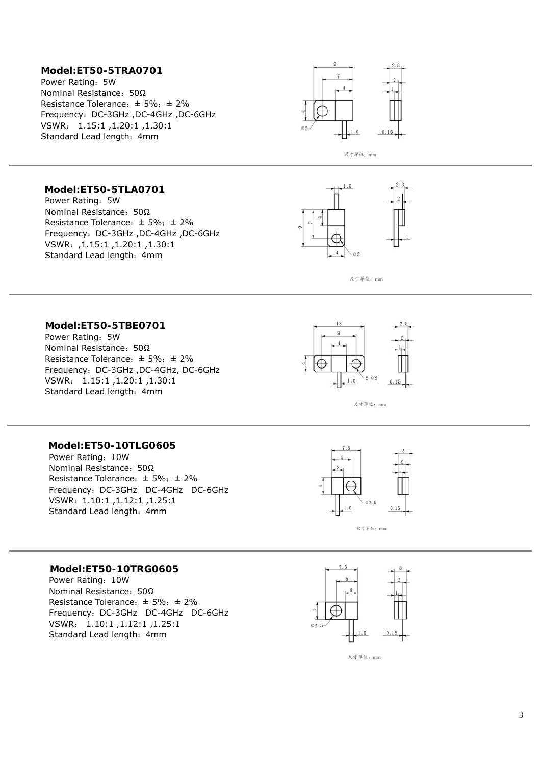**Model:ET50-5TRA0701**

Power Rating：5W
Nominal Resistance：50Ω
Resistance Tolerance：± 5%；± 2%
Frequency：DC-3GHz ,DC-4GHz ,DC-6GHz
VSWR： 1.15:1 ,1.20:1 ,1.30:1
Standard Lead length：4mm

尺寸單位：mm

---

**Model:ET50-5TLA0701**

Power Rating：5W
Nominal Resistance：50Ω
Resistance Tolerance：± 5%；± 2%
Frequency：DC-3GHz ,DC-4GHz ,DC-6GHz
VSWR：,1.15:1 ,1.20:1 ,1.30:1
Standard Lead length：4mm

尺寸單位：mm

---

**Model:ET50-5TBE0701**

Power Rating：5W
Nominal Resistance：50Ω
Resistance Tolerance：± 5%；± 2%
Frequency：DC-3GHz ,DC-4GHz, DC-6GHz
VSWR： 1.15:1 ,1.20:1 ,1.30:1
Standard Lead length：4mm

尺寸單位：mm

---

**Model:ET50-10TLG0605**

Power Rating：10W
Nominal Resistance：50Ω
Resistance Tolerance：± 5%；± 2%
Frequency：DC-3GHz DC-4GHz DC-6GHz
VSWR：1.10:1 ,1.12:1 ,1.25:1
Standard Lead length：4mm

尺寸單位：mm

---

**Model:ET50-10TRG0605**

Power Rating：10W
Nominal Resistance：50Ω
Resistance Tolerance：± 5%；± 2%
Frequency：DC-3GHz DC-4GHz DC-6GHz
VSWR： 1.10:1 ,1.12:1 ,1.25:1
Standard Lead length：4mm

尺寸單位：mm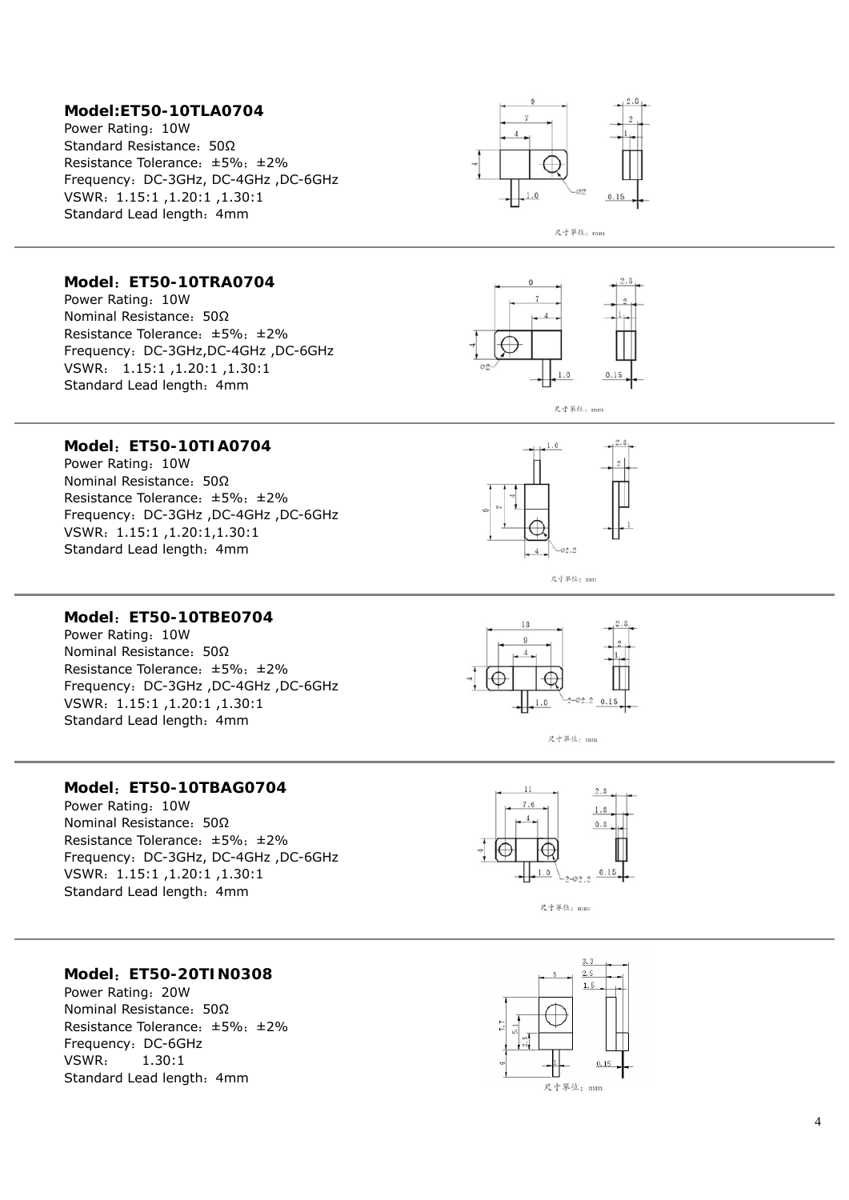**Model:ET50-10TLA0704**
Power Rating：10W
Standard Resistance：50Ω
Resistance Tolerance：±5%；±2%
Frequency：DC-3GHz, DC-4GHz ,DC-6GHz
VSWR：1.15:1 ,1.20:1 ,1.30:1
Standard Lead length：4mm

尺寸单位：mm

---

**Model：ET50-10TRA0704**
Power Rating：10W
Nominal Resistance：50Ω
Resistance Tolerance：±5%；±2%
Frequency：DC-3GHz,DC-4GHz ,DC-6GHz
VSWR： 1.15:1 ,1.20:1 ,1.30:1
Standard Lead length：4mm

尺寸单位：mm

---

**Model：ET50-10TIA0704**
Power Rating：10W
Nominal Resistance：50Ω
Resistance Tolerance：±5%；±2%
Frequency：DC-3GHz ,DC-4GHz ,DC-6GHz
VSWR：1.15:1 ,1.20:1,1.30:1
Standard Lead length：4mm

尺寸单位：mm

---

**Model：ET50-10TBE0704**
Power Rating：10W
Nominal Resistance：50Ω
Resistance Tolerance：±5%；±2%
Frequency：DC-3GHz ,DC-4GHz ,DC-6GHz
VSWR：1.15:1 ,1.20:1 ,1.30:1
Standard Lead length：4mm

尺寸单位：mm

---

**Model：ET50-10TBAG0704**
Power Rating：10W
Nominal Resistance：50Ω
Resistance Tolerance：±5%；±2%
Frequency：DC-3GHz, DC-4GHz ,DC-6GHz
VSWR：1.15:1 ,1.20:1 ,1.30:1
Standard Lead length：4mm

尺寸单位：mm

---

**Model：ET50-20TIN0308**
Power Rating：20W
Nominal Resistance：50Ω
Resistance Tolerance：±5%；±2%
Frequency：DC-6GHz
VSWR：　　1.30:1
Standard Lead length：4mm

尺寸单位：mm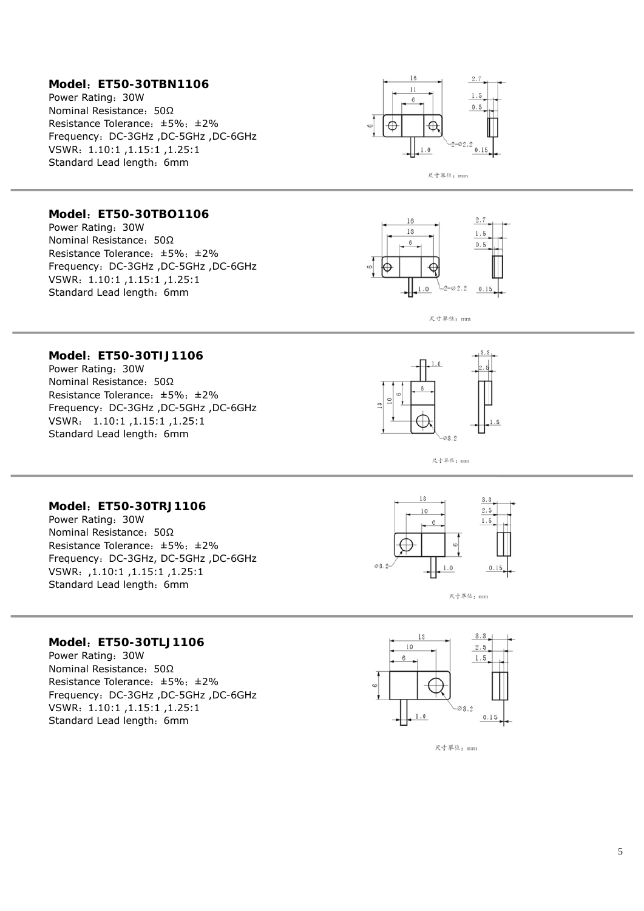**Model：ET50-30TBN1106**
Power Rating：30W
Nominal Resistance：50Ω
Resistance Tolerance：±5%；±2%
Frequency：DC-3GHz ,DC-5GHz ,DC-6GHz
VSWR：1.10:1 ,1.15:1 ,1.25:1
Standard Lead length：6mm

尺寸单位：mm

---

**Model：ET50-30TBO1106**
Power Rating：30W
Nominal Resistance：50Ω
Resistance Tolerance：±5%；±2%
Frequency：DC-3GHz ,DC-5GHz ,DC-6GHz
VSWR：1.10:1 ,1.15:1 ,1.25:1
Standard Lead length：6mm

尺寸单位：mm

---

**Model：ET50-30TIJ1106**
Power Rating：30W
Nominal Resistance：50Ω
Resistance Tolerance：±5%；±2%
Frequency：DC-3GHz ,DC-5GHz ,DC-6GHz
VSWR： 1.10:1 ,1.15:1 ,1.25:1
Standard Lead length：6mm

尺寸单位：mm

---

**Model：ET50-30TRJ1106**
Power Rating：30W
Nominal Resistance：50Ω
Resistance Tolerance：±5%；±2%
Frequency：DC-3GHz, DC-5GHz ,DC-6GHz
VSWR：,1.10:1 ,1.15:1 ,1.25:1
Standard Lead length：6mm

尺寸单位：mm

---

**Model：ET50-30TLJ1106**
Power Rating：30W
Nominal Resistance：50Ω
Resistance Tolerance：±5%；±2%
Frequency：DC-3GHz ,DC-5GHz ,DC-6GHz
VSWR：1.10:1 ,1.15:1 ,1.25:1
Standard Lead length：6mm

尺寸单位：mm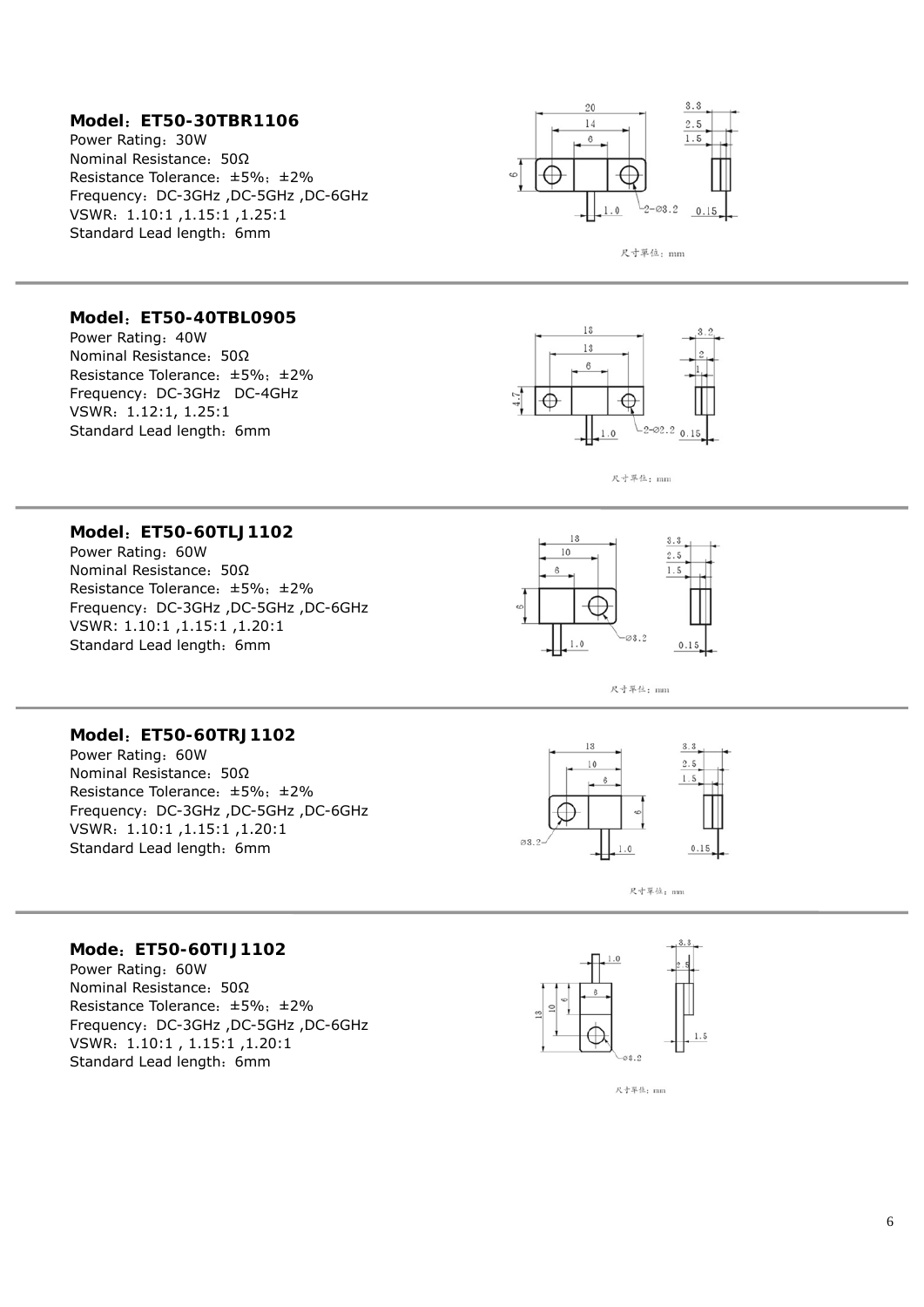**Model：ET50-30TBR1106**

Power Rating：30W
Nominal Resistance：50Ω
Resistance Tolerance：±5%；±2%
Frequency：DC-3GHz ,DC-5GHz ,DC-6GHz
VSWR：1.10:1 ,1.15:1 ,1.25:1
Standard Lead length：6mm

尺寸单位：mm

---

**Model：ET50-40TBL0905**

Power Rating：40W
Nominal Resistance：50Ω
Resistance Tolerance：±5%；±2%
Frequency：DC-3GHz DC-4GHz
VSWR：1.12:1, 1.25:1
Standard Lead length：6mm

尺寸单位：mm

---

**Model：ET50-60TLJ1102**

Power Rating：60W
Nominal Resistance：50Ω
Resistance Tolerance：±5%；±2%
Frequency：DC-3GHz ,DC-5GHz ,DC-6GHz
VSWR: 1.10:1 ,1.15:1 ,1.20:1
Standard Lead length：6mm

尺寸单位：mm

---

**Model：ET50-60TRJ1102**

Power Rating：60W
Nominal Resistance：50Ω
Resistance Tolerance：±5%；±2%
Frequency：DC-3GHz ,DC-5GHz ,DC-6GHz
VSWR：1.10:1 ,1.15:1 ,1.20:1
Standard Lead length：6mm

尺寸单位：mm

---

**Mode：ET50-60TIJ1102**

Power Rating：60W
Nominal Resistance：50Ω
Resistance Tolerance：±5%；±2%
Frequency：DC-3GHz ,DC-5GHz ,DC-6GHz
VSWR：1.10:1 , 1.15:1 ,1.20:1
Standard Lead length：6mm

尺寸单位：mm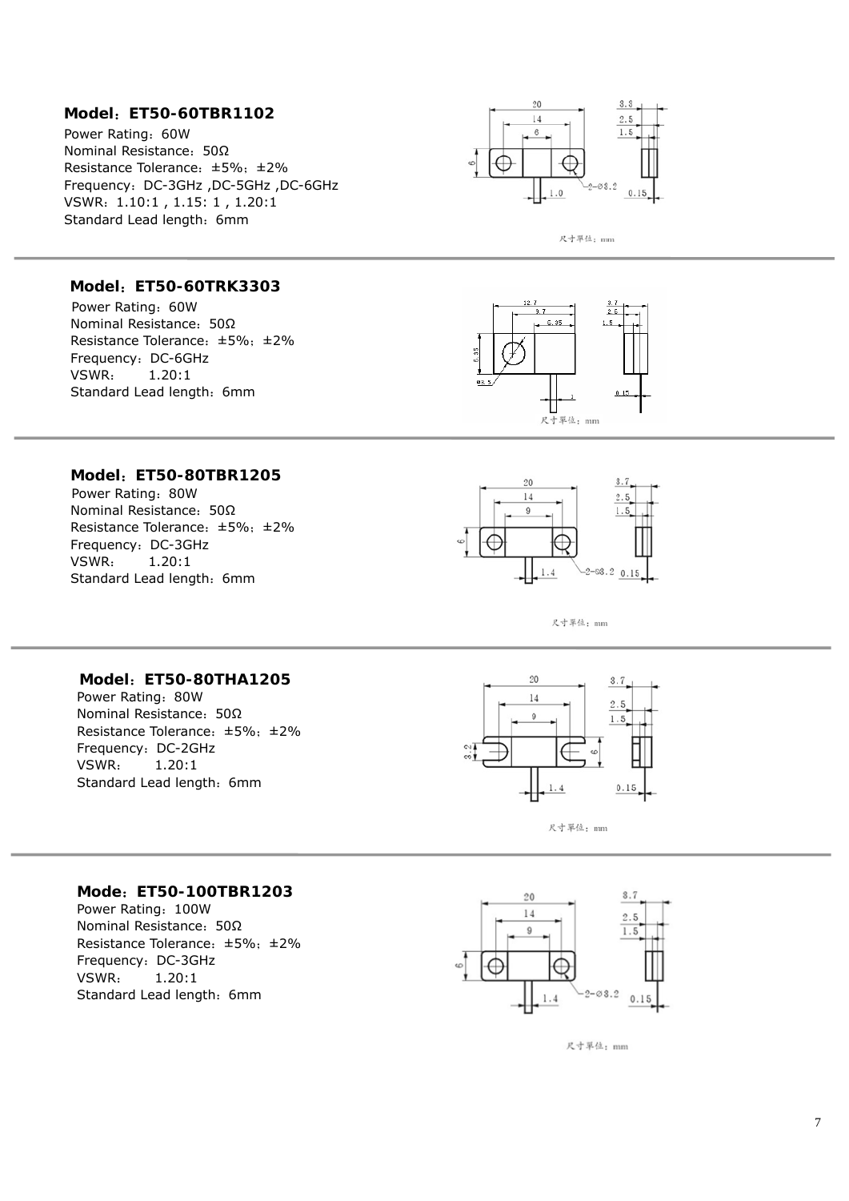**Model：ET50-60TBR1102**

Power Rating：60W
Nominal Resistance：50Ω
Resistance Tolerance：±5%；±2%
Frequency：DC-3GHz ,DC-5GHz ,DC-6GHz
VSWR：1.10:1 , 1.15: 1 , 1.20:1
Standard Lead length：6mm

尺寸單位：mm

---

**Model：ET50-60TRK3303**

Power Rating：60W
Nominal Resistance：50Ω
Resistance Tolerance：±5%；±2%
Frequency：DC-6GHz
VSWR：　1.20:1
Standard Lead length：6mm

尺寸單位：mm

---

**Model：ET50-80TBR1205**

Power Rating：80W
Nominal Resistance：50Ω
Resistance Tolerance：±5%；±2%
Frequency：DC-3GHz
VSWR：　1.20:1
Standard Lead length：6mm

尺寸單位：mm

---

**Model：ET50-80THA1205**

Power Rating：80W
Nominal Resistance：50Ω
Resistance Tolerance：±5%；±2%
Frequency：DC-2GHz
VSWR：　1.20:1
Standard Lead length：6mm

尺寸單位：mm

---

**Mode：ET50-100TBR1203**

Power Rating：100W
Nominal Resistance：50Ω
Resistance Tolerance：±5%；±2%
Frequency：DC-3GHz
VSWR：　1.20:1
Standard Lead length：6mm

尺寸單位：mm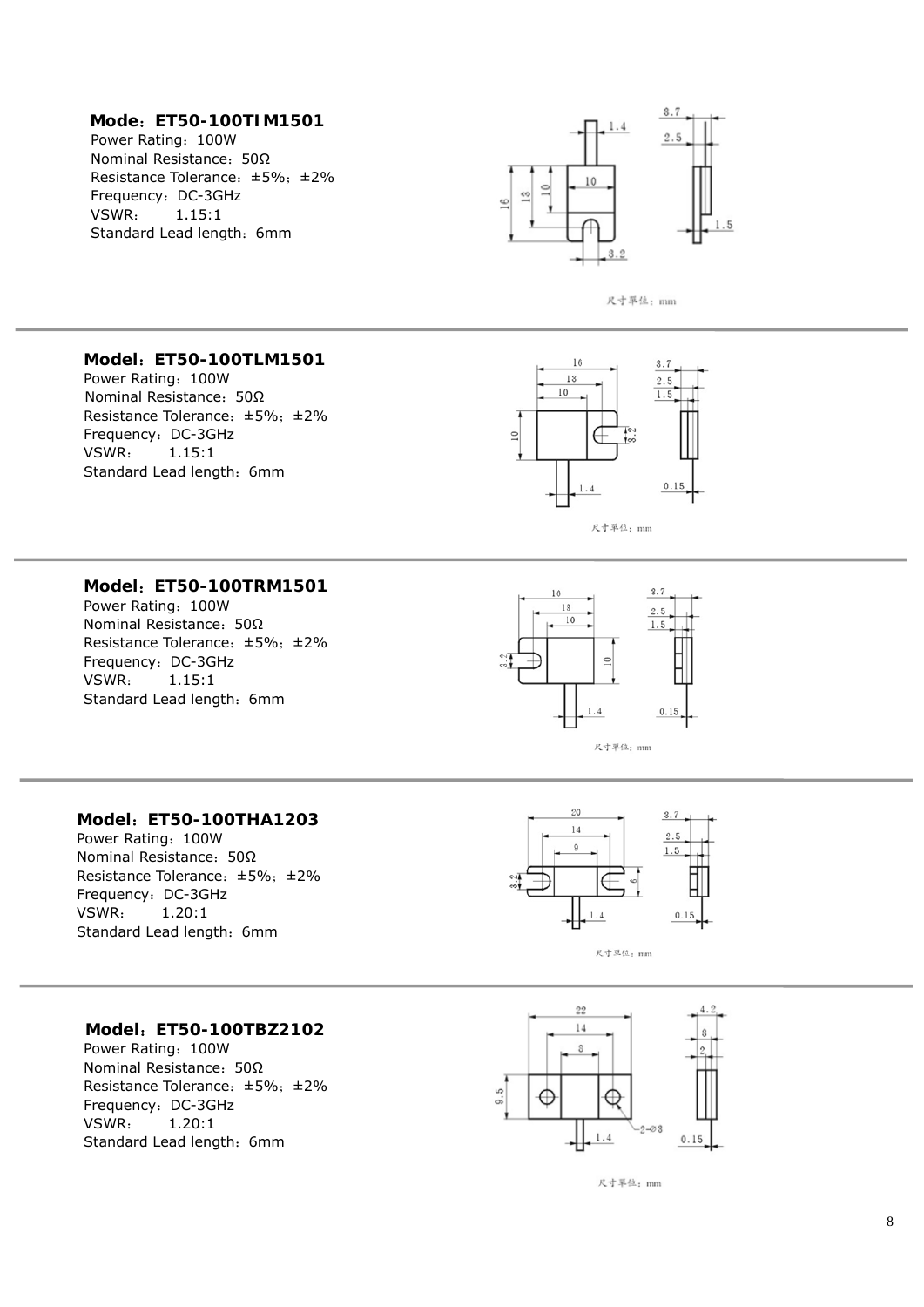**Mode：ET50-100TIM1501**

Power Rating：100W
Nominal Resistance：50Ω
Resistance Tolerance：±5%；±2%
Frequency：DC-3GHz
VSWR：　1.15:1
Standard Lead length：6mm

尺寸单位：mm

---

**Model：ET50-100TLM1501**

Power Rating：100W
Nominal Resistance：50Ω
Resistance Tolerance：±5%；±2%
Frequency：DC-3GHz
VSWR：　1.15:1
Standard Lead length：6mm

尺寸单位：mm

---

**Model：ET50-100TRM1501**

Power Rating：100W
Nominal Resistance：50Ω
Resistance Tolerance：±5%；±2%
Frequency：DC-3GHz
VSWR：　1.15:1
Standard Lead length：6mm

尺寸单位：mm

---

**Model：ET50-100THA1203**

Power Rating：100W
Nominal Resistance：50Ω
Resistance Tolerance：±5%；±2%
Frequency：DC-3GHz
VSWR：　1.20:1
Standard Lead length：6mm

尺寸单位：mm

---

**Model：ET50-100TBZ2102**

Power Rating：100W
Nominal Resistance：50Ω
Resistance Tolerance：±5%；±2%
Frequency：DC-3GHz
VSWR：　1.20:1
Standard Lead length：6mm

尺寸单位：mm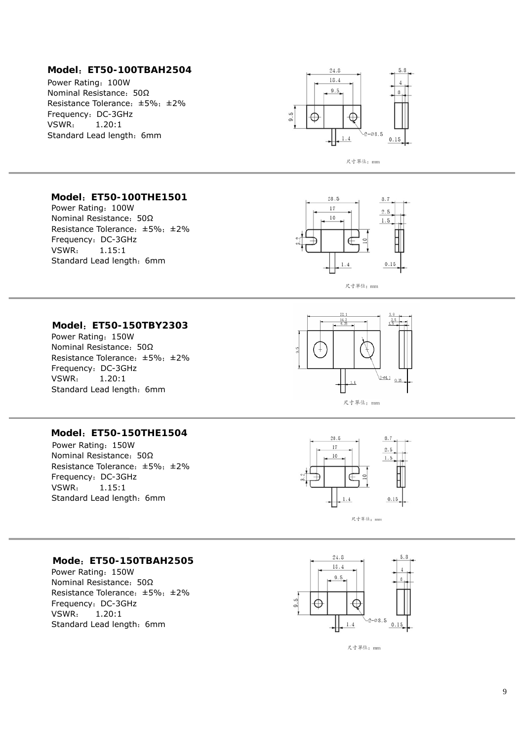**Model：ET50-100TBAH2504**

Power Rating：100W
Nominal Resistance：50Ω
Resistance Tolerance：±5%；±2%
Frequency：DC-3GHz
VSWR：   1.20:1
Standard Lead length：6mm

尺寸單位：mm

---

**Model：ET50-100THE1501**

Power Rating：100W
Nominal Resistance：50Ω
Resistance Tolerance：±5%；±2%
Frequency：DC-3GHz
VSWR：   1.15:1
Standard Lead length：6mm

尺寸單位：mm

---

**Model：ET50-150TBY2303**

Power Rating：150W
Nominal Resistance：50Ω
Resistance Tolerance：±5%；±2%
Frequency：DC-3GHz
VSWR：   1.20:1
Standard Lead length：6mm

尺寸單位：mm

---

**Model：ET50-150THE1504**

Power Rating：150W
Nominal Resistance：50Ω
Resistance Tolerance：±5%；±2%
Frequency：DC-3GHz
VSWR：   1.15:1
Standard Lead length：6mm

尺寸單位：mm

---

**Mode：ET50-150TBAH2505**

Power Rating：150W
Nominal Resistance：50Ω
Resistance Tolerance：±5%；±2%
Frequency：DC-3GHz
VSWR：   1.20:1
Standard Lead length：6mm

尺寸單位：mm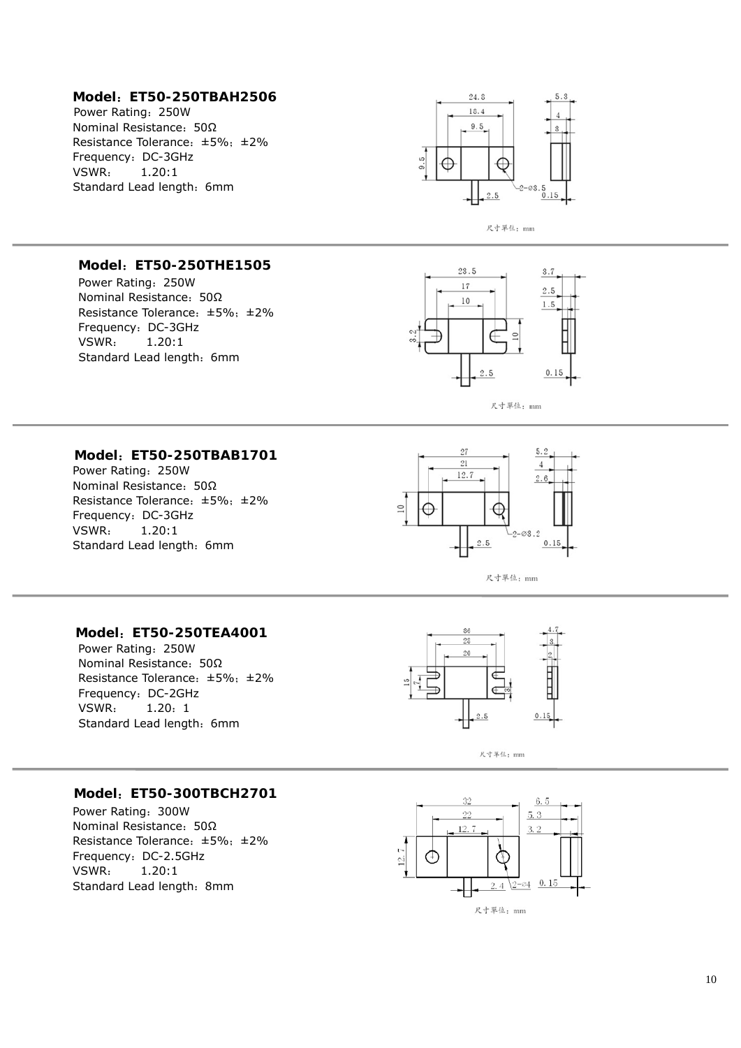**Model：ET50-250TBAH2506**

Power Rating：250W
Nominal Resistance：50Ω
Resistance Tolerance：±5%；±2%
Frequency：DC-3GHz
VSWR：　1.20:1
Standard Lead length：6mm

---

**Model：ET50-250THE1505**

Power Rating：250W
Nominal Resistance：50Ω
Resistance Tolerance：±5%；±2%
Frequency：DC-3GHz
VSWR：　1.20:1
Standard Lead length：6mm

---

**Model：ET50-250TBAB1701**

Power Rating：250W
Nominal Resistance：50Ω
Resistance Tolerance：±5%；±2%
Frequency：DC-3GHz
VSWR：　1.20:1
Standard Lead length：6mm

---

**Model：ET50-250TEA4001**

Power Rating：250W
Nominal Resistance：50Ω
Resistance Tolerance：±5%；±2%
Frequency：DC-2GHz
VSWR：　1.20：1
Standard Lead length：6mm

---

**Model：ET50-300TBCH2701**

Power Rating：300W
Nominal Resistance：50Ω
Resistance Tolerance：±5%；±2%
Frequency：DC-2.5GHz
VSWR：　1.20:1
Standard Lead length：8mm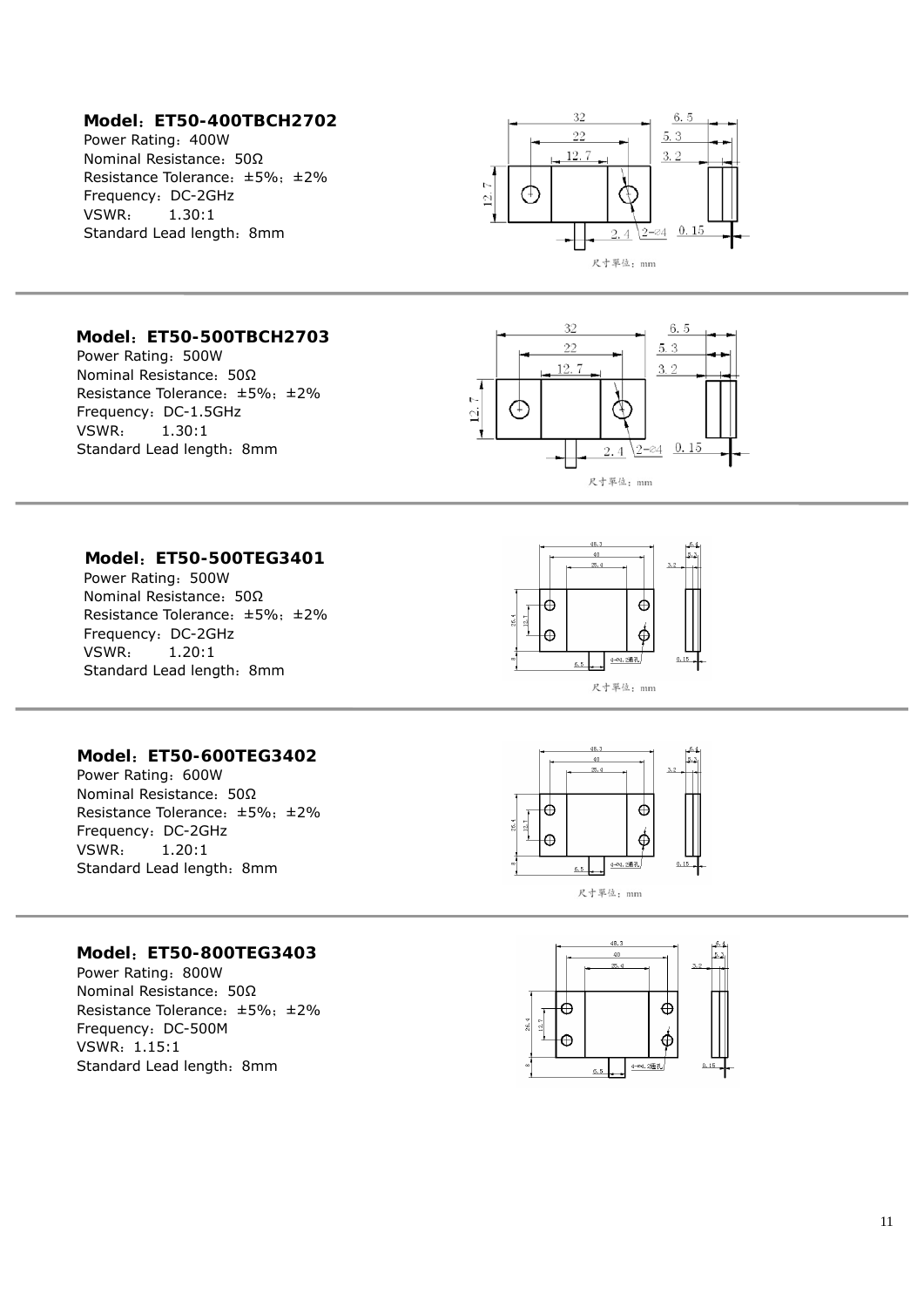**Model：ET50-400TBCH2702**

Power Rating：400W
Nominal Resistance：50Ω
Resistance Tolerance：±5%；±2%
Frequency：DC-2GHz
VSWR：　1.30:1
Standard Lead length：8mm

尺寸单位：mm

---

**Model：ET50-500TBCH2703**

Power Rating：500W
Nominal Resistance：50Ω
Resistance Tolerance：±5%；±2%
Frequency：DC-1.5GHz
VSWR：　1.30:1
Standard Lead length：8mm

尺寸单位：mm

---

**Model：ET50-500TEG3401**

Power Rating：500W
Nominal Resistance：50Ω
Resistance Tolerance：±5%；±2%
Frequency：DC-2GHz
VSWR：　1.20:1
Standard Lead length：8mm

尺寸单位：mm

---

**Model：ET50-600TEG3402**

Power Rating：600W
Nominal Resistance：50Ω
Resistance Tolerance：±5%；±2%
Frequency：DC-2GHz
VSWR：　1.20:1
Standard Lead length：8mm

尺寸单位：mm

---

**Model：ET50-800TEG3403**

Power Rating：800W
Nominal Resistance：50Ω
Resistance Tolerance：±5%；±2%
Frequency：DC-500M
VSWR：1.15:1
Standard Lead length：8mm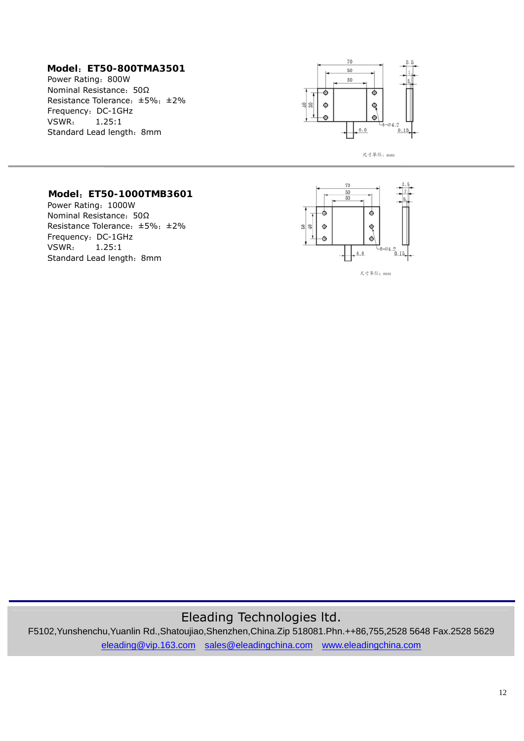**Model：ET50-800TMA3501**

Power Rating：800W
Nominal Resistance：50Ω
Resistance Tolerance：±5%；±2%
Frequency：DC-1GHz
VSWR：　　1.25:1
Standard Lead length：8mm

70
50
30
8.5
7
5
40
30
6-Ø4.2
6.0
0.15

尺寸单位：mm

---

**Model：ET50-1000TMB3601**

Power Rating：1000W
Nominal Resistance：50Ω
Resistance Tolerance：±5%；±2%
Frequency：DC-1GHz
VSWR：　　1.25:1
Standard Lead length：8mm

70
50
30
8.5
7
5
50
40
6-Ø4.2
6.0
0.15

尺寸单位：mm

Eleading Technologies ltd.

F5102,Yunshenchu,Yuanlin Rd.,Shatoujiao,Shenzhen,China.Zip 518081.Phn.++86,755,2528 5648 Fax.2528 5629

eleading@vip.163.com　sales@eleadingchina.com　www.eleadingchina.com